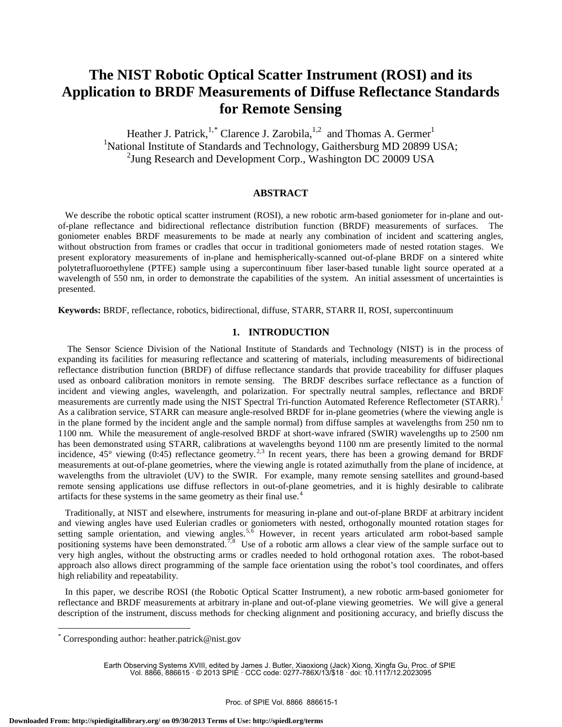# The NIST Robotic Optical Scatter Instrument (ROSI) and its Application to BRDF Measurements of Diffuse Reflectance Standards for Remote Sensing

Heather J. Patrick,[1,*] Clarence J. Zarobila,[1,2] and Thomas A. Germer[1]

[1]National Institute of Standards and Technology, Gaithersburg MD 20899 USA;

[2]Jung Research and Development Corp., Washington DC 20009 USA

## ABSTRACT

We describe the robotic optical scatter instrument (ROSI), a new robotic arm-based goniometer for in-plane and out-of-plane reflectance and bidirectional reflectance distribution function (BRDF) measurements of surfaces. The goniometer enables BRDF measurements to be made at nearly any combination of incident and scattering angles, without obstruction from frames or cradles that occur in traditional goniometers made of nested rotation stages. We present exploratory measurements of in-plane and hemispherically-scanned out-of-plane BRDF on a sintered white polytetrafluoroethylene (PTFE) sample using a supercontinuum fiber laser-based tunable light source operated at a wavelength of 550 nm, in order to demonstrate the capabilities of the system. An initial assessment of uncertainties is presented.

**Keywords:** BRDF, reflectance, robotics, bidirectional, diffuse, STARR, STARR II, ROSI, supercontinuum

## 1. INTRODUCTION

The Sensor Science Division of the National Institute of Standards and Technology (NIST) is in the process of expanding its facilities for measuring reflectance and scattering of materials, including measurements of bidirectional reflectance distribution function (BRDF) of diffuse reflectance standards that provide traceability for diffuser plaques used as onboard calibration monitors in remote sensing. The BRDF describes surface reflectance as a function of incident and viewing angles, wavelength, and polarization. For spectrally neutral samples, reflectance and BRDF measurements are currently made using the NIST Spectral Tri-function Automated Reference Reflectometer (STARR).[1] As a calibration service, STARR can measure angle-resolved BRDF for in-plane geometries (where the viewing angle is in the plane formed by the incident angle and the sample normal) from diffuse samples at wavelengths from 250 nm to 1100 nm. While the measurement of angle-resolved BRDF at short-wave infrared (SWIR) wavelengths up to 2500 nm has been demonstrated using STARR, calibrations at wavelengths beyond 1100 nm are presently limited to the normal incidence, 45° viewing (0:45) reflectance geometry.[2,3] In recent years, there has been a growing demand for BRDF measurements at out-of-plane geometries, where the viewing angle is rotated azimuthally from the plane of incidence, at wavelengths from the ultraviolet (UV) to the SWIR. For example, many remote sensing satellites and ground-based remote sensing applications use diffuse reflectors in out-of-plane geometries, and it is highly desirable to calibrate artifacts for these systems in the same geometry as their final use.[4]

Traditionally, at NIST and elsewhere, instruments for measuring in-plane and out-of-plane BRDF at arbitrary incident and viewing angles have used Eulerian cradles or goniometers with nested, orthogonally mounted rotation stages for setting sample orientation, and viewing angles.[5,6] However, in recent years articulated arm robot-based sample positioning systems have been demonstrated.[7,8] Use of a robotic arm allows a clear view of the sample surface out to very high angles, without the obstructing arms or cradles needed to hold orthogonal rotation axes. The robot-based approach also allows direct programming of the sample face orientation using the robot's tool coordinates, and offers high reliability and repeatability.

In this paper, we describe ROSI (the Robotic Optical Scatter Instrument), a new robotic arm-based goniometer for reflectance and BRDF measurements at arbitrary in-plane and out-of-plane viewing geometries. We will give a general description of the instrument, discuss methods for checking alignment and positioning accuracy, and briefly discuss the

[*] Corresponding author: heather.patrick@nist.gov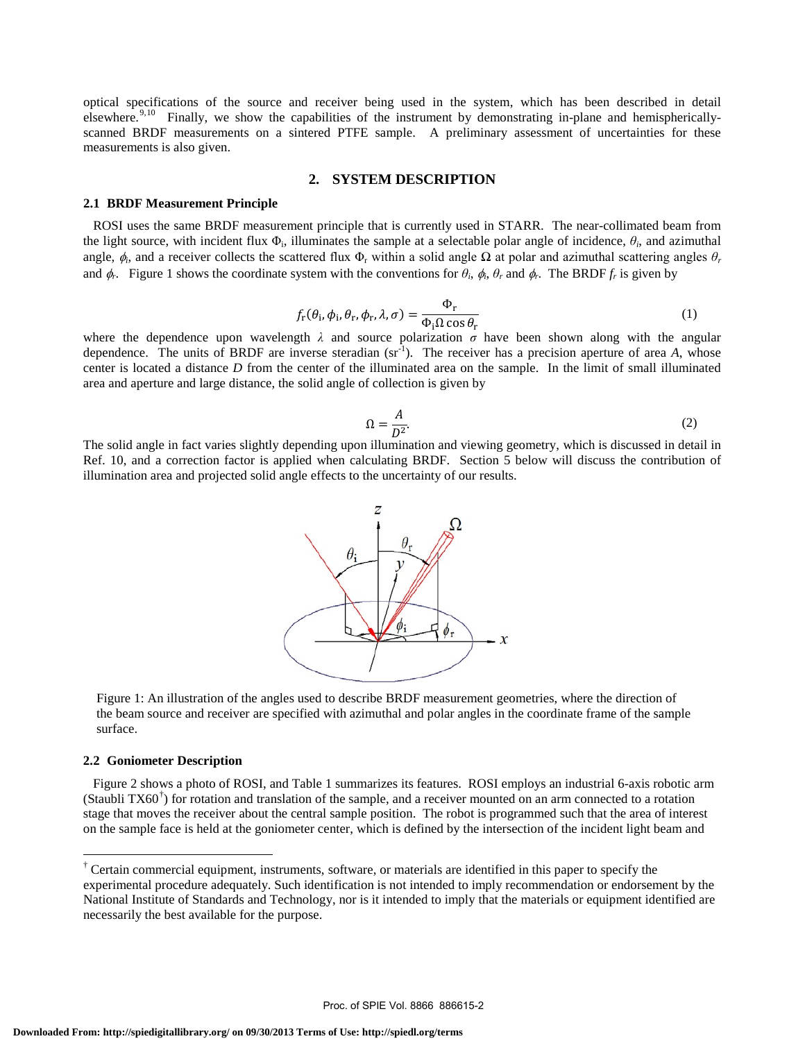optical specifications of the source and receiver being used in the system, which has been described in detail elsewhere.[9,10] Finally, we show the capabilities of the instrument by demonstrating in-plane and hemispherically-scanned BRDF measurements on a sintered PTFE sample. A preliminary assessment of uncertainties for these measurements is also given.

## 2. SYSTEM DESCRIPTION

### 2.1 BRDF Measurement Principle

ROSI uses the same BRDF measurement principle that is currently used in STARR. The near-collimated beam from the light source, with incident flux $\Phi_i$, illuminates the sample at a selectable polar angle of incidence, $\theta_i$, and azimuthal angle, $\phi_i$, and a receiver collects the scattered flux $\Phi_r$ within a solid angle $\Omega$ at polar and azimuthal scattering angles $\theta_r$ and $\phi_r$. Figure 1 shows the coordinate system with the conventions for $\theta_i$, $\phi_i$, $\theta_r$ and $\phi_r$. The BRDF $f_r$ is given by

$$f_r(\theta_i, \phi_i, \theta_r, \phi_r, \lambda, \sigma) = \frac{\Phi_r}{\Phi_i \Omega \cos\theta_r} \tag{1}$$

where the dependence upon wavelength $\lambda$ and source polarization $\sigma$ have been shown along with the angular dependence. The units of BRDF are inverse steradian ($sr^{-1}$). The receiver has a precision aperture of area $A$, whose center is located a distance $D$ from the center of the illuminated area on the sample. In the limit of small illuminated area and aperture and large distance, the solid angle of collection is given by

$$\Omega = \frac{A}{D^2}. \tag{2}$$

The solid angle in fact varies slightly depending upon illumination and viewing geometry, which is discussed in detail in Ref. 10, and a correction factor is applied when calculating BRDF. Section 5 below will discuss the contribution of illumination area and projected solid angle effects to the uncertainty of our results.

Figure 1: An illustration of the angles used to describe BRDF measurement geometries, where the direction of the beam source and receiver are specified with azimuthal and polar angles in the coordinate frame of the sample surface.

### 2.2 Goniometer Description

Figure 2 shows a photo of ROSI, and Table 1 summarizes its features. ROSI employs an industrial 6-axis robotic arm (Staubli TX60[†]) for rotation and translation of the sample, and a receiver mounted on an arm connected to a rotation stage that moves the receiver about the central sample position. The robot is programmed such that the area of interest on the sample face is held at the goniometer center, which is defined by the intersection of the incident light beam and

[†] Certain commercial equipment, instruments, software, or materials are identified in this paper to specify the experimental procedure adequately. Such identification is not intended to imply recommendation or endorsement by the National Institute of Standards and Technology, nor is it intended to imply that the materials or equipment identified are necessarily the best available for the purpose.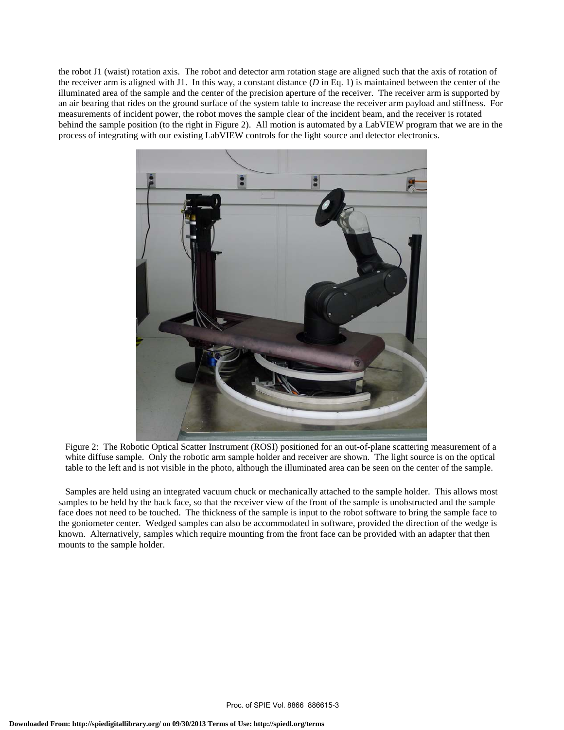the robot J1 (waist) rotation axis. The robot and detector arm rotation stage are aligned such that the axis of rotation of the receiver arm is aligned with J1. In this way, a constant distance ($D$ in Eq. 1) is maintained between the center of the illuminated area of the sample and the center of the precision aperture of the receiver. The receiver arm is supported by an air bearing that rides on the ground surface of the system table to increase the receiver arm payload and stiffness. For measurements of incident power, the robot moves the sample clear of the incident beam, and the receiver is rotated behind the sample position (to the right in Figure 2). All motion is automated by a LabVIEW program that we are in the process of integrating with our existing LabVIEW controls for the light source and detector electronics.

Figure 2: The Robotic Optical Scatter Instrument (ROSI) positioned for an out-of-plane scattering measurement of a white diffuse sample. Only the robotic arm sample holder and receiver are shown. The light source is on the optical table to the left and is not visible in the photo, although the illuminated area can be seen on the center of the sample.

Samples are held using an integrated vacuum chuck or mechanically attached to the sample holder. This allows most samples to be held by the back face, so that the receiver view of the front of the sample is unobstructed and the sample face does not need to be touched. The thickness of the sample is input to the robot software to bring the sample face to the goniometer center. Wedged samples can also be accommodated in software, provided the direction of the wedge is known. Alternatively, samples which require mounting from the front face can be provided with an adapter that then mounts to the sample holder.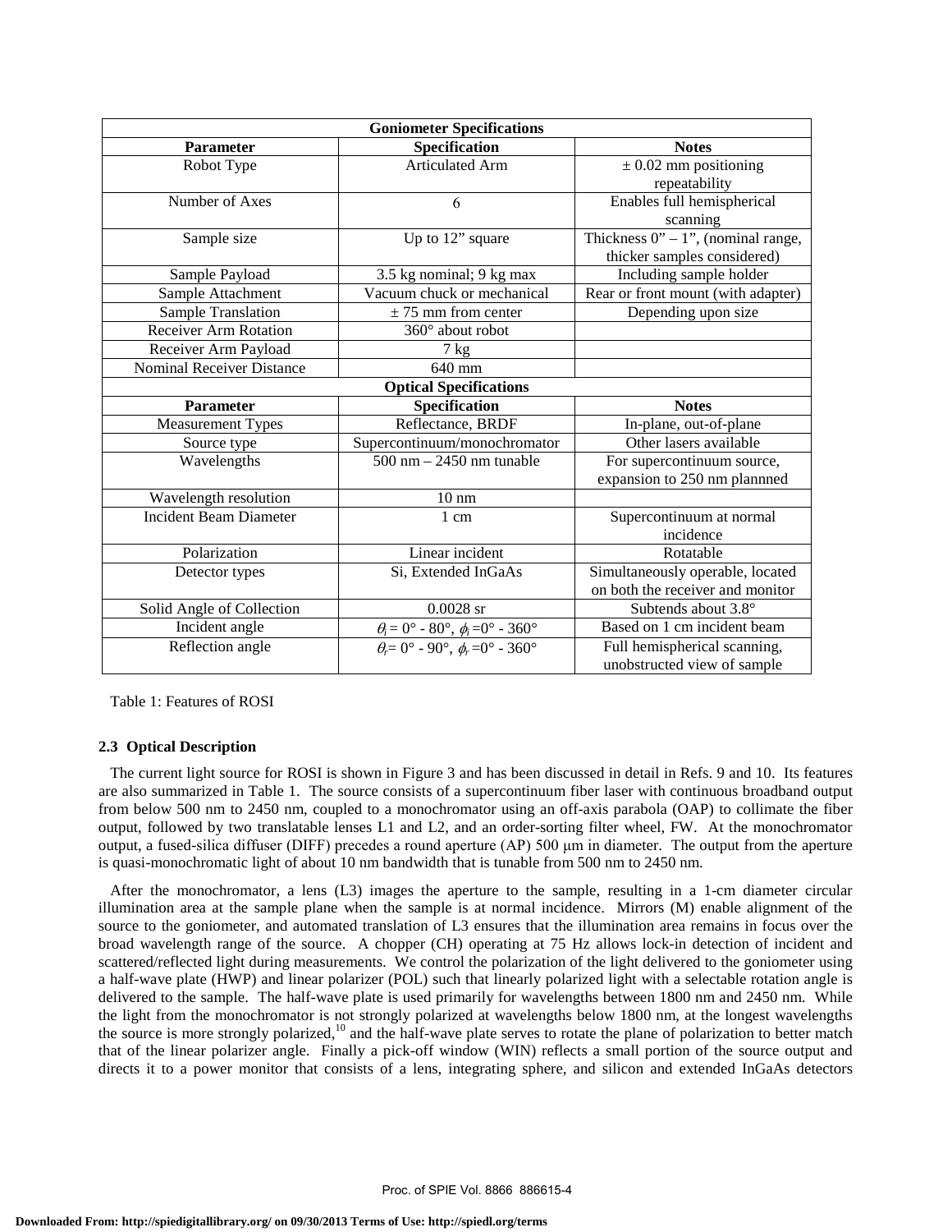| Goniometer Specifications | | |
|---|---|---|
| **Parameter** | **Specification** | **Notes** |
| Robot Type | Articulated Arm | ± 0.02 mm positioning repeatability |
| Number of Axes | 6 | Enables full hemispherical scanning |
| Sample size | Up to 12" square | Thickness 0" – 1", (nominal range, thicker samples considered) |
| Sample Payload | 3.5 kg nominal; 9 kg max | Including sample holder |
| Sample Attachment | Vacuum chuck or mechanical | Rear or front mount (with adapter) |
| Sample Translation | ± 75 mm from center | Depending upon size |
| Receiver Arm Rotation | 360° about robot | |
| Receiver Arm Payload | 7 kg | |
| Nominal Receiver Distance | 640 mm | |
| **Optical Specifications** | | |
| **Parameter** | **Specification** | **Notes** |
| Measurement Types | Reflectance, BRDF | In-plane, out-of-plane |
| Source type | Supercontinuum/monochromator | Other lasers available |
| Wavelengths | 500 nm – 2450 nm tunable | For supercontinuum source, expansion to 250 nm plannned |
| Wavelength resolution | 10 nm | |
| Incident Beam Diameter | 1 cm | Supercontinuum at normal incidence |
| Polarization | Linear incident | Rotatable |
| Detector types | Si, Extended InGaAs | Simultaneously operable, located on both the receiver and monitor |
| Solid Angle of Collection | 0.0028 sr | Subtends about 3.8° |
| Incident angle | $\theta_i = 0° - 80°$, $\phi_i = 0° - 360°$ | Based on 1 cm incident beam |
| Reflection angle | $\theta_r = 0° - 90°$, $\phi_r = 0° - 360°$ | Full hemispherical scanning, unobstructed view of sample |

Table 1: Features of ROSI

### 2.3 Optical Description

The current light source for ROSI is shown in Figure 3 and has been discussed in detail in Refs. 9 and 10. Its features are also summarized in Table 1. The source consists of a supercontinuum fiber laser with continuous broadband output from below 500 nm to 2450 nm, coupled to a monochromator using an off-axis parabola (OAP) to collimate the fiber output, followed by two translatable lenses L1 and L2, and an order-sorting filter wheel, FW. At the monochromator output, a fused-silica diffuser (DIFF) precedes a round aperture (AP) 500 μm in diameter. The output from the aperture is quasi-monochromatic light of about 10 nm bandwidth that is tunable from 500 nm to 2450 nm.

After the monochromator, a lens (L3) images the aperture to the sample, resulting in a 1-cm diameter circular illumination area at the sample plane when the sample is at normal incidence. Mirrors (M) enable alignment of the source to the goniometer, and automated translation of L3 ensures that the illumination area remains in focus over the broad wavelength range of the source. A chopper (CH) operating at 75 Hz allows lock-in detection of incident and scattered/reflected light during measurements. We control the polarization of the light delivered to the goniometer using a half-wave plate (HWP) and linear polarizer (POL) such that linearly polarized light with a selectable rotation angle is delivered to the sample. The half-wave plate is used primarily for wavelengths between 1800 nm and 2450 nm. While the light from the monochromator is not strongly polarized at wavelengths below 1800 nm, at the longest wavelengths the source is more strongly polarized,[10] and the half-wave plate serves to rotate the plane of polarization to better match that of the linear polarizer angle. Finally a pick-off window (WIN) reflects a small portion of the source output and directs it to a power monitor that consists of a lens, integrating sphere, and silicon and extended InGaAs detectors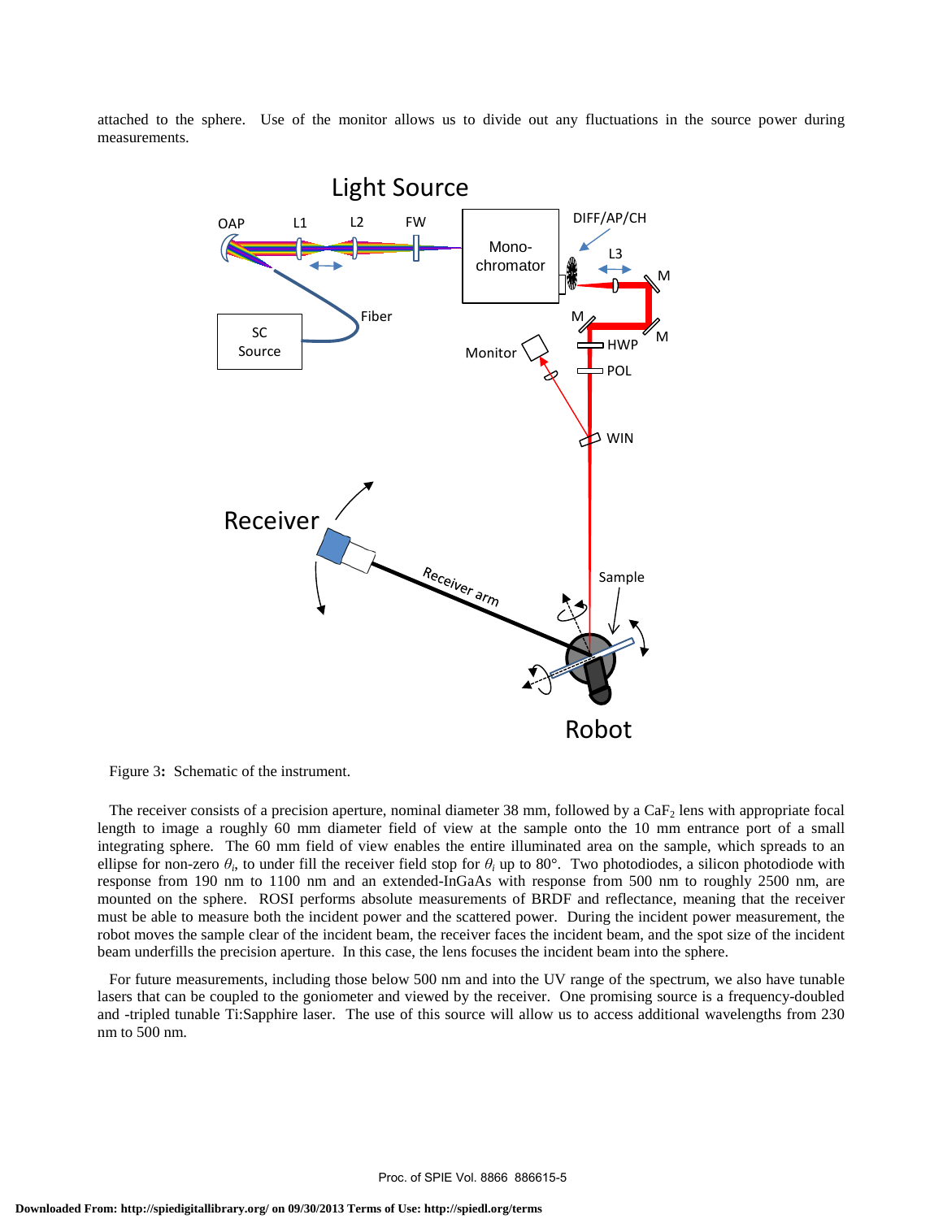attached to the sphere. Use of the monitor allows us to divide out any fluctuations in the source power during measurements.

Figure 3**:** Schematic of the instrument.

The receiver consists of a precision aperture, nominal diameter 38 mm, followed by a $CaF_2$ lens with appropriate focal length to image a roughly 60 mm diameter field of view at the sample onto the 10 mm entrance port of a small integrating sphere. The 60 mm field of view enables the entire illuminated area on the sample, which spreads to an ellipse for non-zero $\theta_i$, to under fill the receiver field stop for $\theta_i$ up to 80°. Two photodiodes, a silicon photodiode with response from 190 nm to 1100 nm and an extended-InGaAs with response from 500 nm to roughly 2500 nm, are mounted on the sphere. ROSI performs absolute measurements of BRDF and reflectance, meaning that the receiver must be able to measure both the incident power and the scattered power. During the incident power measurement, the robot moves the sample clear of the incident beam, the receiver faces the incident beam, and the spot size of the incident beam underfills the precision aperture. In this case, the lens focuses the incident beam into the sphere.

For future measurements, including those below 500 nm and into the UV range of the spectrum, we also have tunable lasers that can be coupled to the goniometer and viewed by the receiver. One promising source is a frequency-doubled and -tripled tunable Ti:Sapphire laser. The use of this source will allow us to access additional wavelengths from 230 nm to 500 nm.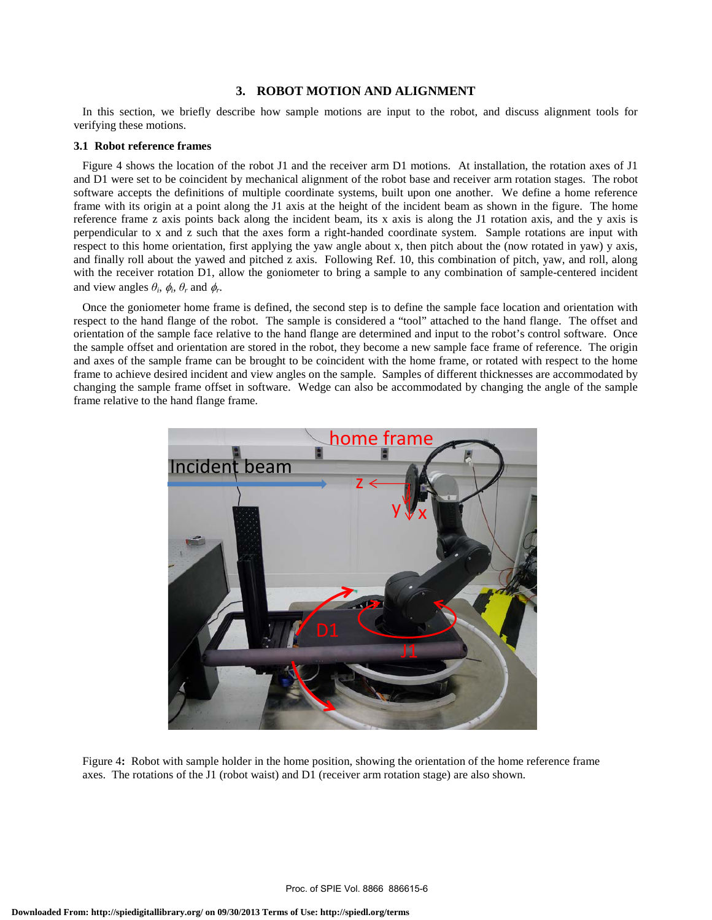## 3. ROBOT MOTION AND ALIGNMENT

In this section, we briefly describe how sample motions are input to the robot, and discuss alignment tools for verifying these motions.

### 3.1 Robot reference frames

Figure 4 shows the location of the robot J1 and the receiver arm D1 motions. At installation, the rotation axes of J1 and D1 were set to be coincident by mechanical alignment of the robot base and receiver arm rotation stages. The robot software accepts the definitions of multiple coordinate systems, built upon one another. We define a home reference frame with its origin at a point along the J1 axis at the height of the incident beam as shown in the figure. The home reference frame z axis points back along the incident beam, its x axis is along the J1 rotation axis, and the y axis is perpendicular to x and z such that the axes form a right-handed coordinate system. Sample rotations are input with respect to this home orientation, first applying the yaw angle about x, then pitch about the (now rotated in yaw) y axis, and finally roll about the yawed and pitched z axis. Following Ref. 10, this combination of pitch, yaw, and roll, along with the receiver rotation D1, allow the goniometer to bring a sample to any combination of sample-centered incident and view angles $\theta_i$, $\phi_i$, $\theta_r$ and $\phi_r$.

Once the goniometer home frame is defined, the second step is to define the sample face location and orientation with respect to the hand flange of the robot. The sample is considered a "tool" attached to the hand flange. The offset and orientation of the sample face relative to the hand flange are determined and input to the robot's control software. Once the sample offset and orientation are stored in the robot, they become a new sample face frame of reference. The origin and axes of the sample frame can be brought to be coincident with the home frame, or rotated with respect to the home frame to achieve desired incident and view angles on the sample. Samples of different thicknesses are accommodated by changing the sample frame offset in software. Wedge can also be accommodated by changing the angle of the sample frame relative to the hand flange frame.

Figure 4: Robot with sample holder in the home position, showing the orientation of the home reference frame axes. The rotations of the J1 (robot waist) and D1 (receiver arm rotation stage) are also shown.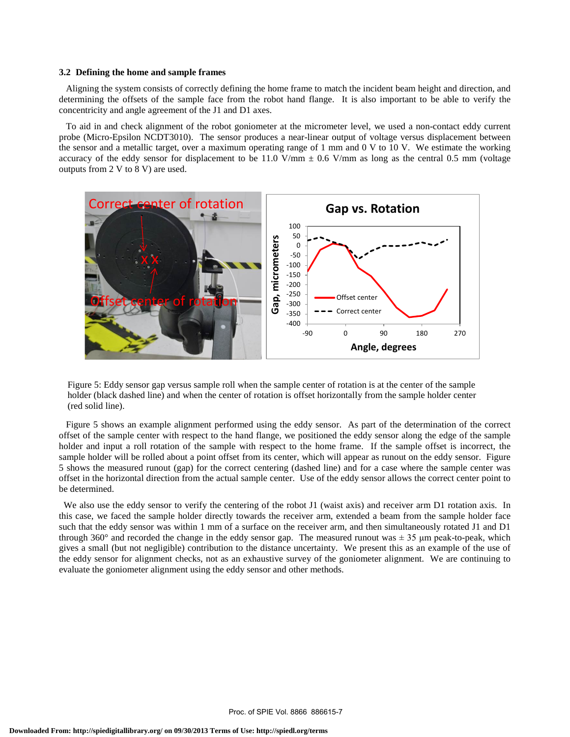### 3.2 Defining the home and sample frames

Aligning the system consists of correctly defining the home frame to match the incident beam height and direction, and determining the offsets of the sample face from the robot hand flange. It is also important to be able to verify the concentricity and angle agreement of the J1 and D1 axes.

To aid in and check alignment of the robot goniometer at the micrometer level, we used a non-contact eddy current probe (Micro-Epsilon NCDT3010). The sensor produces a near-linear output of voltage versus displacement between the sensor and a metallic target, over a maximum operating range of 1 mm and 0 V to 10 V. We estimate the working accuracy of the eddy sensor for displacement to be 11.0 V/mm ± 0.6 V/mm as long as the central 0.5 mm (voltage outputs from 2 V to 8 V) are used.

Figure 5: Eddy sensor gap versus sample roll when the sample center of rotation is at the center of the sample holder (black dashed line) and when the center of rotation is offset horizontally from the sample holder center (red solid line).

Figure 5 shows an example alignment performed using the eddy sensor. As part of the determination of the correct offset of the sample center with respect to the hand flange, we positioned the eddy sensor along the edge of the sample holder and input a roll rotation of the sample with respect to the home frame. If the sample offset is incorrect, the sample holder will be rolled about a point offset from its center, which will appear as runout on the eddy sensor. Figure 5 shows the measured runout (gap) for the correct centering (dashed line) and for a case where the sample center was offset in the horizontal direction from the actual sample center. Use of the eddy sensor allows the correct center point to be determined.

We also use the eddy sensor to verify the centering of the robot J1 (waist axis) and receiver arm D1 rotation axis. In this case, we faced the sample holder directly towards the receiver arm, extended a beam from the sample holder face such that the eddy sensor was within 1 mm of a surface on the receiver arm, and then simultaneously rotated J1 and D1 through 360° and recorded the change in the eddy sensor gap. The measured runout was ± 35 µm peak-to-peak, which gives a small (but not negligible) contribution to the distance uncertainty. We present this as an example of the use of the eddy sensor for alignment checks, not as an exhaustive survey of the goniometer alignment. We are continuing to evaluate the goniometer alignment using the eddy sensor and other methods.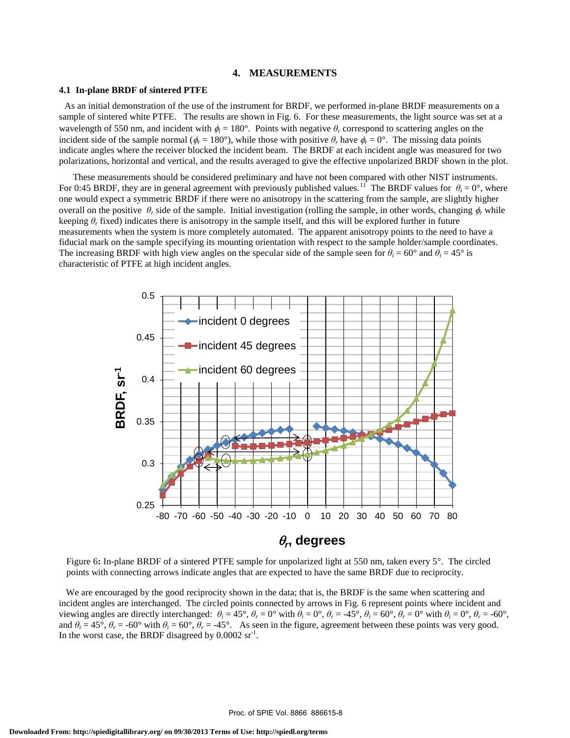# 4. MEASUREMENTS

## 4.1 In-plane BRDF of sintered PTFE

As an initial demonstration of the use of the instrument for BRDF, we performed in-plane BRDF measurements on a sample of sintered white PTFE. The results are shown in Fig. 6. For these measurements, the light source was set at a wavelength of 550 nm, and incident with $\phi_i = 180°$. Points with negative $\theta_r$ correspond to scattering angles on the incident side of the sample normal ($\phi_r = 180°$), while those with positive $\theta_r$ have $\phi_r = 0°$. The missing data points indicate angles where the receiver blocked the incident beam. The BRDF at each incident angle was measured for two polarizations, horizontal and vertical, and the results averaged to give the effective unpolarized BRDF shown in the plot.

These measurements should be considered preliminary and have not been compared with other NIST instruments. For 0:45 BRDF, they are in general agreement with previously published values.[11] The BRDF values for $\theta_i = 0°$, where one would expect a symmetric BRDF if there were no anisotropy in the scattering from the sample, are slightly higher overall on the positive $\theta_r$ side of the sample. Initial investigation (rolling the sample, in other words, changing $\phi_r$ while keeping $\theta_r$ fixed) indicates there is anisotropy in the sample itself, and this will be explored further in future measurements when the system is more completely automated. The apparent anisotropy points to the need to have a fiducial mark on the sample specifying its mounting orientation with respect to the sample holder/sample coordinates. The increasing BRDF with high view angles on the specular side of the sample seen for $\theta_i = 60°$ and $\theta_i = 45°$ is characteristic of PTFE at high incident angles.

Figure 6**:** In-plane BRDF of a sintered PTFE sample for unpolarized light at 550 nm, taken every 5°. The circled points with connecting arrows indicate angles that are expected to have the same BRDF due to reciprocity.

We are encouraged by the good reciprocity shown in the data; that is, the BRDF is the same when scattering and incident angles are interchanged. The circled points connected by arrows in Fig. 6 represent points where incident and viewing angles are directly interchanged: $\theta_i = 45°$, $\theta_r = 0°$ with $\theta_i = 0°$, $\theta_r = -45°$, $\theta_i = 60°$, $\theta_r = 0°$ with $\theta_i = 0°$, $\theta_r = -60°$, and $\theta_i = 45°$, $\theta_r = -60°$ with $\theta_i = 60°$, $\theta_r = -45°$. As seen in the figure, agreement between these points was very good. In the worst case, the BRDF disagreed by 0.0002 $sr^{-1}$.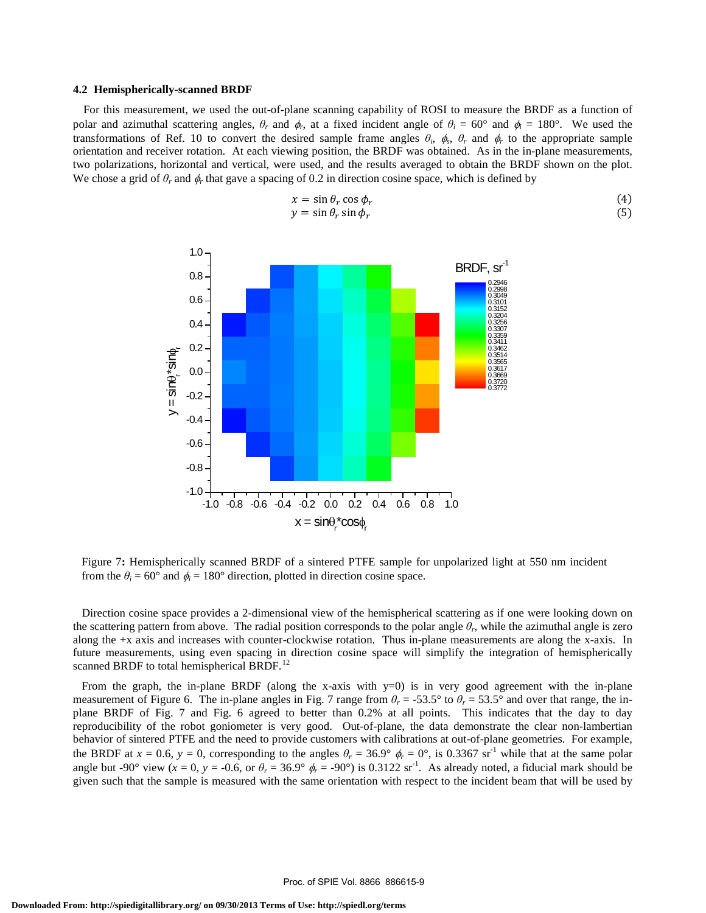### 4.2 Hemispherically-scanned BRDF

For this measurement, we used the out-of-plane scanning capability of ROSI to measure the BRDF as a function of polar and azimuthal scattering angles, $\theta_r$ and $\phi_r$, at a fixed incident angle of $\theta_i = 60°$ and $\phi_i = 180°$. We used the transformations of Ref. 10 to convert the desired sample frame angles $\theta_i$, $\phi_s$, $\theta_r$ and $\phi_r$ to the appropriate sample orientation and receiver rotation. At each viewing position, the BRDF was obtained. As in the in-plane measurements, two polarizations, horizontal and vertical, were used, and the results averaged to obtain the BRDF shown on the plot. We chose a grid of $\theta_r$ and $\phi_r$ that gave a spacing of 0.2 in direction cosine space, which is defined by

$$x = \sin\theta_r \cos\phi_r \tag{4}$$

$$y = \sin\theta_r \sin\phi_r \tag{5}$$

Figure 7**:** Hemispherically scanned BRDF of a sintered PTFE sample for unpolarized light at 550 nm incident from the $\theta_i = 60°$ and $\phi_i = 180°$ direction, plotted in direction cosine space.

Direction cosine space provides a 2-dimensional view of the hemispherical scattering as if one were looking down on the scattering pattern from above. The radial position corresponds to the polar angle $\theta_r$, while the azimuthal angle is zero along the +x axis and increases with counter-clockwise rotation. Thus in-plane measurements are along the x-axis. In future measurements, using even spacing in direction cosine space will simplify the integration of hemispherically scanned BRDF to total hemispherical BRDF.[12]

From the graph, the in-plane BRDF (along the x-axis with y=0) is in very good agreement with the in-plane measurement of Figure 6. The in-plane angles in Fig. 7 range from $\theta_r = -53.5°$ to $\theta_r = 53.5°$ and over that range, the in-plane BRDF of Fig. 7 and Fig. 6 agreed to better than 0.2% at all points. This indicates that the day to day reproducibility of the robot goniometer is very good. Out-of-plane, the data demonstrate the clear non-lambertian behavior of sintered PTFE and the need to provide customers with calibrations at out-of-plane geometries. For example, the BRDF at $x = 0.6$, $y = 0$, corresponding to the angles $\theta_r = 36.9°$ $\phi_r = 0°$, is 0.3367 $sr^{-1}$ while that at the same polar angle but -90° view ($x = 0$, $y = -0.6$, or $\theta_r = 36.9°$ $\phi_r = -90°$) is 0.3122 $sr^{-1}$. As already noted, a fiducial mark should be given such that the sample is measured with the same orientation with respect to the incident beam that will be used by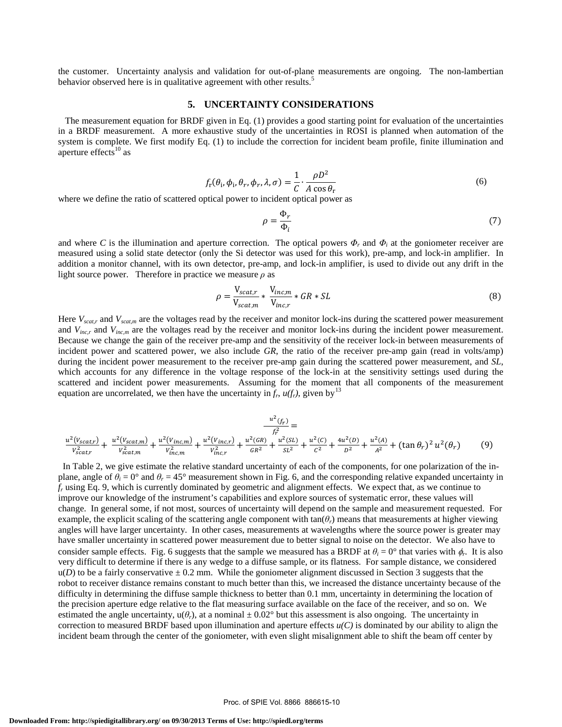the customer. Uncertainty analysis and validation for out-of-plane measurements are ongoing. The non-lambertian behavior observed here is in qualitative agreement with other results.[5]

## 5. UNCERTAINTY CONSIDERATIONS

The measurement equation for BRDF given in Eq. (1) provides a good starting point for evaluation of the uncertainties in a BRDF measurement. A more exhaustive study of the uncertainties in ROSI is planned when automation of the system is complete. We first modify Eq. (1) to include the correction for incident beam profile, finite illumination and aperture effects[10] as

$$f_{\mathrm{r}}(\theta_{\mathrm{i}}, \phi_{\mathrm{i}}, \theta_r, \phi_r, \lambda, \sigma) = \frac{1}{C} \cdot \frac{\rho D^2}{A \cos \theta_{\mathrm{r}}} \tag{6}$$

where we define the ratio of scattered optical power to incident optical power as

$$\rho = \frac{\Phi_r}{\Phi_i} \tag{7}$$

and where $C$ is the illumination and aperture correction. The optical powers $\Phi_r$ and $\Phi_i$ at the goniometer receiver are measured using a solid state detector (only the Si detector was used for this work), pre-amp, and lock-in amplifier. In addition a monitor channel, with its own detector, pre-amp, and lock-in amplifier, is used to divide out any drift in the light source power. Therefore in practice we measure $\rho$ as

$$\rho = \frac{\mathrm{V}_{scat,r}}{\mathrm{V}_{scat,m}} * \frac{\mathrm{V}_{inc,m}}{\mathrm{V}_{inc,r}} * GR * SL \tag{8}$$

Here $V_{scat,r}$ and $V_{scat,m}$ are the voltages read by the receiver and monitor lock-ins during the scattered power measurement and $V_{inc,r}$ and $V_{inc,m}$ are the voltages read by the receiver and monitor lock-ins during the incident power measurement. Because we change the gain of the receiver pre-amp and the sensitivity of the receiver lock-in between measurements of incident power and scattered power, we also include $GR$, the ratio of the receiver pre-amp gain (read in volts/amp) during the incident power measurement to the receiver pre-amp gain during the scattered power measurement, and $SL$, which accounts for any difference in the voltage response of the lock-in at the sensitivity settings used during the scattered and incident power measurements. Assuming for the moment that all components of the measurement equation are uncorrelated, we then have the uncertainty in $f_r$, $u(f_r)$, given by[13]

$$\frac{u^2(f_r)}{f_r^2} = \frac{u^2(V_{scat,r})}{V_{scat,r}^2} + \frac{u^2(V_{scat,m})}{V_{scat,m}^2} + \frac{u^2(V_{inc,m})}{V_{inc,m}^2} + \frac{u^2(V_{inc,r})}{V_{inc,r}^2} + \frac{u^2(GR)}{GR^2} + \frac{u^2(SL)}{SL^2} + \frac{u^2(C)}{C^2} + \frac{4u^2(D)}{D^2} + \frac{u^2(A)}{A^2} + (\tan\theta_r)^2 u^2(\theta_r) \tag{9}$$

In Table 2, we give estimate the relative standard uncertainty of each of the components, for one polarization of the in-plane, angle of $\theta_i = 0°$ and $\theta_r = 45°$ measurement shown in Fig. 6, and the corresponding relative expanded uncertainty in $f_r$ using Eq. 9, which is currently dominated by geometric and alignment effects. We expect that, as we continue to improve our knowledge of the instrument's capabilities and explore sources of systematic error, these values will change. In general some, if not most, sources of uncertainty will depend on the sample and measurement requested. For example, the explicit scaling of the scattering angle component with $\tan(\theta_r)$ means that measurements at higher viewing angles will have larger uncertainty. In other cases, measurements at wavelengths where the source power is greater may have smaller uncertainty in scattered power measurement due to better signal to noise on the detector. We also have to consider sample effects. Fig. 6 suggests that the sample we measured has a BRDF at $\theta_i = 0°$ that varies with $\phi_r$. It is also very difficult to determine if there is any wedge to a diffuse sample, or its flatness. For sample distance, we considered u($D$) to be a fairly conservative ± 0.2 mm. While the goniometer alignment discussed in Section 3 suggests that the robot to receiver distance remains constant to much better than this, we increased the distance uncertainty because of the difficulty in determining the diffuse sample thickness to better than 0.1 mm, uncertainty in determining the location of the precision aperture edge relative to the flat measuring surface available on the face of the receiver, and so on. We estimated the angle uncertainty, u($\theta_r$), at a nominal ± 0.02° but this assessment is also ongoing. The uncertainty in correction to measured BRDF based upon illumination and aperture effects $u(C)$ is dominated by our ability to align the incident beam through the center of the goniometer, with even slight misalignment able to shift the beam off center by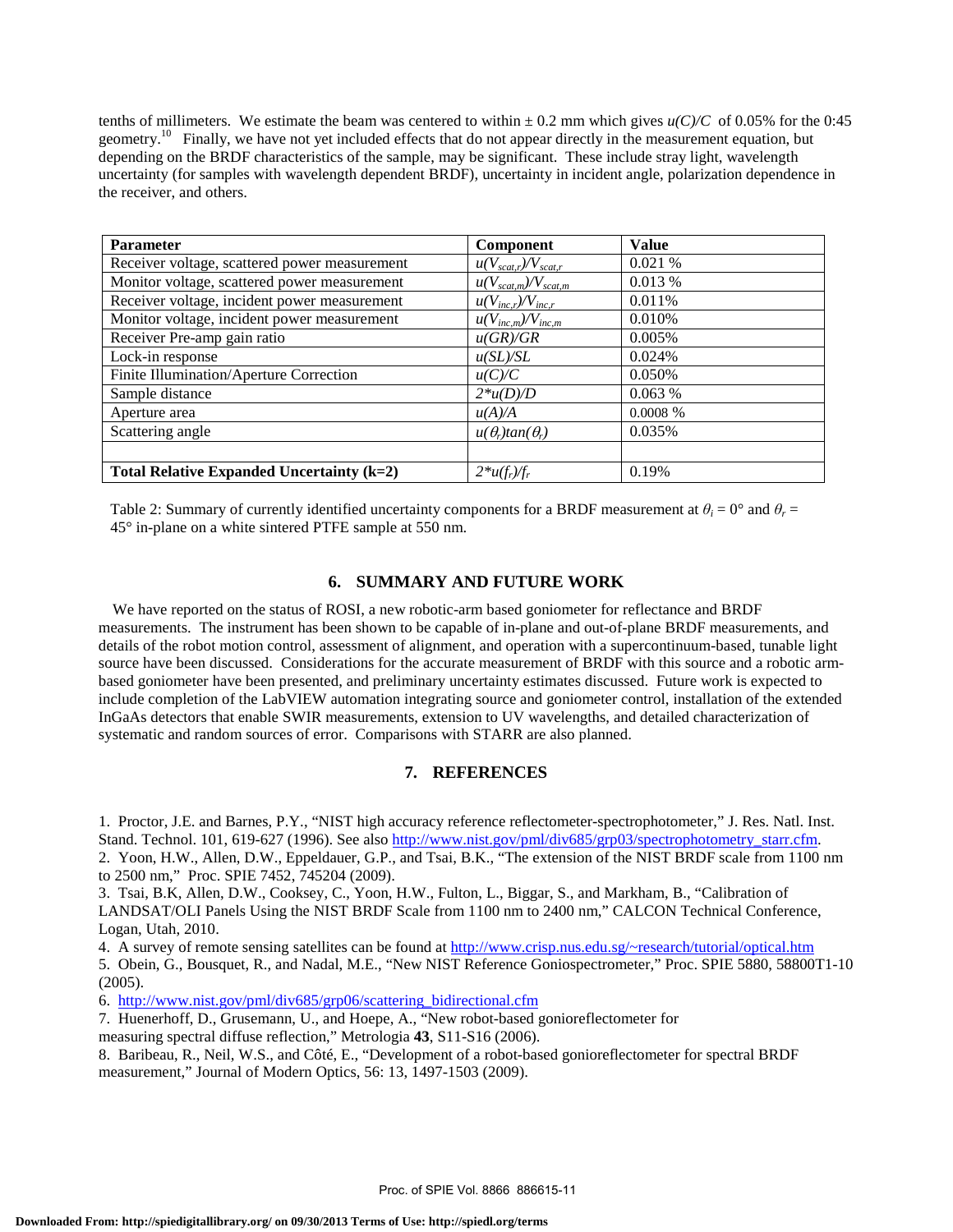tenths of millimeters. We estimate the beam was centered to within ± 0.2 mm which gives $u(C)/C$ of 0.05% for the 0:45 geometry.[10] Finally, we have not yet included effects that do not appear directly in the measurement equation, but depending on the BRDF characteristics of the sample, may be significant. These include stray light, wavelength uncertainty (for samples with wavelength dependent BRDF), uncertainty in incident angle, polarization dependence in the receiver, and others.

| Parameter | Component | Value |
|---|---|---|
| Receiver voltage, scattered power measurement | $u(V_{scat,r})/V_{scat,r}$ | 0.021 % |
| Monitor voltage, scattered power measurement | $u(V_{scat,m})/V_{scat,m}$ | 0.013 % |
| Receiver voltage, incident power measurement | $u(V_{inc,r})/V_{inc,r}$ | 0.011% |
| Monitor voltage, incident power measurement | $u(V_{inc,m})/V_{inc,m}$ | 0.010% |
| Receiver Pre-amp gain ratio | $u(GR)/GR$ | 0.005% |
| Lock-in response | $u(SL)/SL$ | 0.024% |
| Finite Illumination/Aperture Correction | $u(C)/C$ | 0.050% |
| Sample distance | $2*u(D)/D$ | 0.063 % |
| Aperture area | $u(A)/A$ | 0.0008 % |
| Scattering angle | $u(\theta_r)tan(\theta_r)$ | 0.035% |
| | | |
| **Total Relative Expanded Uncertainty (k=2)** | $2*u(f_r)/f_r$ | 0.19% |

Table 2: Summary of currently identified uncertainty components for a BRDF measurement at $\theta_i = 0°$ and $\theta_r = 45°$ in-plane on a white sintered PTFE sample at 550 nm.

## 6. SUMMARY AND FUTURE WORK

We have reported on the status of ROSI, a new robotic-arm based goniometer for reflectance and BRDF measurements. The instrument has been shown to be capable of in-plane and out-of-plane BRDF measurements, and details of the robot motion control, assessment of alignment, and operation with a supercontinuum-based, tunable light source have been discussed. Considerations for the accurate measurement of BRDF with this source and a robotic arm-based goniometer have been presented, and preliminary uncertainty estimates discussed. Future work is expected to include completion of the LabVIEW automation integrating source and goniometer control, installation of the extended InGaAs detectors that enable SWIR measurements, extension to UV wavelengths, and detailed characterization of systematic and random sources of error. Comparisons with STARR are also planned.

## 7. REFERENCES

1. Proctor, J.E. and Barnes, P.Y., "NIST high accuracy reference reflectometer-spectrophotometer," J. Res. Natl. Inst. Stand. Technol. 101, 619-627 (1996). See also http://www.nist.gov/pml/div685/grp03/spectrophotometry_starr.cfm.
2. Yoon, H.W., Allen, D.W., Eppeldauer, G.P., and Tsai, B.K., "The extension of the NIST BRDF scale from 1100 nm to 2500 nm," Proc. SPIE 7452, 745204 (2009).
3. Tsai, B.K, Allen, D.W., Cooksey, C., Yoon, H.W., Fulton, L., Biggar, S., and Markham, B., "Calibration of LANDSAT/OLI Panels Using the NIST BRDF Scale from 1100 nm to 2400 nm," CALCON Technical Conference, Logan, Utah, 2010.
4. A survey of remote sensing satellites can be found at http://www.crisp.nus.edu.sg/~research/tutorial/optical.htm
5. Obein, G., Bousquet, R., and Nadal, M.E., "New NIST Reference Goniospectrometer," Proc. SPIE 5880, 58800T1-10 (2005).
6. http://www.nist.gov/pml/div685/grp06/scattering_bidirectional.cfm
7. Huenerhoff, D., Grusemann, U., and Hoepe, A., "New robot-based gonioreflectometer for measuring spectral diffuse reflection," Metrologia **43**, S11-S16 (2006).
8. Baribeau, R., Neil, W.S., and Côté, E., "Development of a robot-based gonioreflectometer for spectral BRDF measurement," Journal of Modern Optics, 56: 13, 1497-1503 (2009).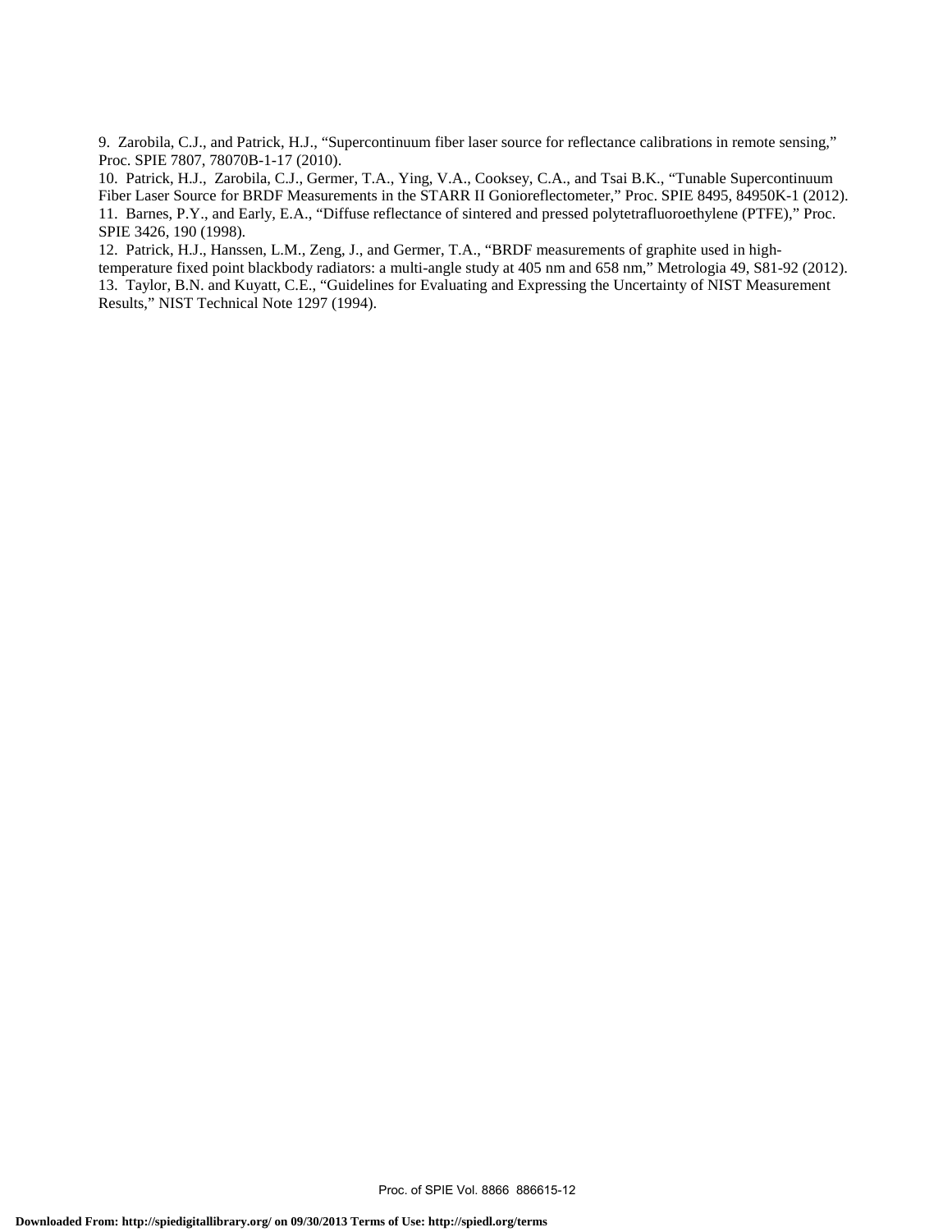9. Zarobila, C.J., and Patrick, H.J., "Supercontinuum fiber laser source for reflectance calibrations in remote sensing," Proc. SPIE 7807, 78070B-1-17 (2010).

10. Patrick, H.J., Zarobila, C.J., Germer, T.A., Ying, V.A., Cooksey, C.A., and Tsai B.K., "Tunable Supercontinuum Fiber Laser Source for BRDF Measurements in the STARR II Gonioreflectometer," Proc. SPIE 8495, 84950K-1 (2012).

11. Barnes, P.Y., and Early, E.A., "Diffuse reflectance of sintered and pressed polytetrafluoroethylene (PTFE)," Proc. SPIE 3426, 190 (1998).

12. Patrick, H.J., Hanssen, L.M., Zeng, J., and Germer, T.A., "BRDF measurements of graphite used in high-temperature fixed point blackbody radiators: a multi-angle study at 405 nm and 658 nm," Metrologia 49, S81-92 (2012).

13. Taylor, B.N. and Kuyatt, C.E., "Guidelines for Evaluating and Expressing the Uncertainty of NIST Measurement Results," NIST Technical Note 1297 (1994).